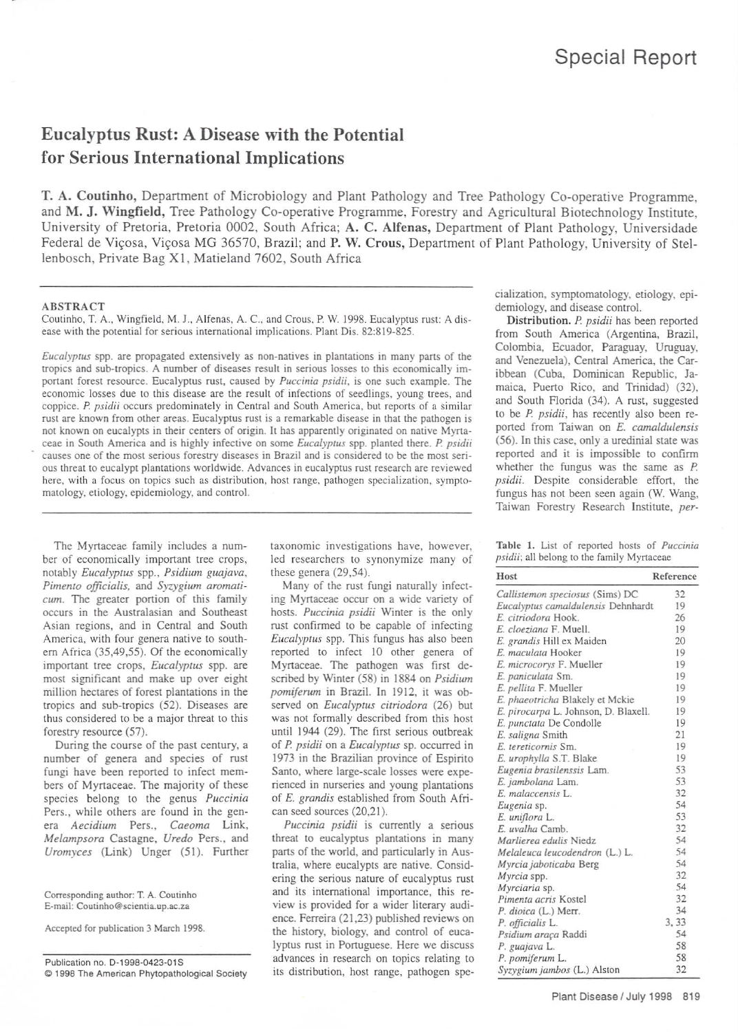Special Report

# Eucalyptus Rust: A Disease with the Potential for Serious International Implications

**T. A. Coutinho**, Department of Microbiology and Plant Pathology and Tree Pathology Co-operative Programme, and **M. J. Wingfield**, Tree Pathology Co-operative Programme, Forestry and Agricultural Biotechnology Institute, University of Pretoria, Pretoria 0002, South Africa; **A. C. Alfenas**, Department of Plant Pathology, Universidade Federal de Viçosa, Viçosa MG 36570, Brazil; and **P. W. Crous**, Department of Plant Pathology, University of Stellenbosch, Private Bag X1, Matieland 7602, South Africa

## ABSTRACT

Coutinho, T. A., Wingfield, M. J., Alfenas, A. C., and Crous, P. W. 1998. Eucalyptus rust: A disease with the potential for serious international implications. Plant Dis. 82:819-825.

*Eucalyptus* spp. are propagated extensively as non-natives in plantations in many parts of the tropics and sub-tropics. A number of diseases result in serious losses to this economically important forest resource. Eucalyptus rust, caused by *Puccinia psidii*, is one such example. The economic losses due to this disease are the result of infections of seedlings, young trees, and coppice. *P. psidii* occurs predominately in Central and South America, but reports of a similar rust are known from other areas. Eucalyptus rust is a remarkable disease in that the pathogen is not known on eucalypts in their centers of origin. It has apparently originated on native Myrtaceae in South America and is highly infective on some *Eucalyptus* spp. planted there. *P. psidii* causes one of the most serious forestry diseases in Brazil and is considered to be the most serious threat to eucalypt plantations worldwide. Advances in eucalyptus rust research are reviewed here, with a focus on topics such as distribution, host range, pathogen specialization, symptomatology, etiology, epidemiology, and control.

The Myrtaceae family includes a number of economically important tree crops, notably *Eucalyptus* spp., *Psidium guajava*, *Pimento officialis*, and *Syzygium aromaticum*. The greater portion of this family occurs in the Australasian and Southeast Asian regions, and in Central and South America, with four genera native to southern Africa (35,49,55). Of the economically important tree crops, *Eucalyptus* spp. are most significant and make up over eight million hectares of forest plantations in the tropics and sub-tropics (52). Diseases are thus considered to be a major threat to this forestry resource (57).

During the course of the past century, a number of genera and species of rust fungi have been reported to infect members of Myrtaceae. The majority of these species belong to the genus *Puccinia* Pers., while others are found in the genera *Aecidium* Pers., *Caeoma* Link, *Melampsora* Castagne, *Uredo* Pers., and *Uromyces* (Link) Unger (51). Further taxonomic investigations have, however, led researchers to synonymize many of these genera (29,54).

Many of the rust fungi naturally infecting Myrtaceae occur on a wide variety of hosts. *Puccinia psidii* Winter is the only rust confirmed to be capable of infecting *Eucalyptus* spp. This fungus has also been reported to infect 10 other genera of Myrtaceae. The pathogen was first described by Winter (58) in 1884 on *Psidium pomiferum* in Brazil. In 1912, it was observed on *Eucalyptus citriodora* (26) but was not formally described from this host until 1944 (29). The first serious outbreak of *P. psidii* on a *Eucalyptus* sp. occurred in 1973 in the Brazilian province of Espirito Santo, where large-scale losses were experienced in nurseries and young plantations of *E. grandis* established from South African seed sources (20,21).

*Puccinia psidii* is currently a serious threat to eucalyptus plantations in many parts of the world, and particularly in Australia, where eucalypts are native. Considering the serious nature of eucalyptus rust and its international importance, this review is provided for a wider literary audience. Ferreira (21,23) published reviews on the history, biology, and control of eucalyptus rust in Portuguese. Here we discuss advances in research on topics relating to its distribution, host range, pathogen specialization, symptomatology, etiology, epidemiology, and disease control.

Corresponding author: T. A. Coutinho
E-mail: Coutinho@scientia.up.ac.za

Accepted for publication 3 March 1998.

Publication no. D-1998-0423-01S
© 1998 The American Phytopathological Society

**Distribution.** *P. psidii* has been reported from South America (Argentina, Brazil, Colombia, Ecuador, Paraguay, Uruguay, and Venezuela), Central America, the Caribbean (Cuba, Dominican Republic, Jamaica, Puerto Rico, and Trinidad) (32), and South Florida (34). A rust, suggested to be *P. psidii*, has recently also been reported from Taiwan on *E. camaldulensis* (56). In this case, only a uredinial state was reported and it is impossible to confirm whether the fungus was the same as *P. psidii*. Despite considerable effort, the fungus has not been seen again (W. Wang, Taiwan Forestry Research Institute, *per-*

**Table 1.** List of reported hosts of *Puccinia psidii*; all belong to the family Myrtaceae

| Host | Reference |
|---|---|
| *Callistemon speciosus* (Sims) DC | 32 |
| *Eucalyptus camaldulensis* Dehnhardt | 19 |
| *E. citriodora* Hook. | 26 |
| *E. cloeziana* F. Muell. | 19 |
| *E. grandis* Hill ex Maiden | 20 |
| *E. maculata* Hooker | 19 |
| *E. microcorys* F. Mueller | 19 |
| *E. paniculata* Sm. | 19 |
| *E. pellita* F. Mueller | 19 |
| *E. phaeotricha* Blakely et Mckie | 19 |
| *E. pirocarpa* L. Johnson, D. Blaxell. | 19 |
| *E. punctata* De Condolle | 19 |
| *E. saligna* Smith | 21 |
| *E. tereticornis* Sm. | 19 |
| *E. urophylla* S.T. Blake | 19 |
| *Eugenia brasilenssis* Lam. | 53 |
| *E. jambolana* Lam. | 53 |
| *E. malaccensis* L. | 32 |
| *Eugenia* sp. | 54 |
| *E. uniflora* L. | 53 |
| *E. uvalha* Camb. | 32 |
| *Marlierea edulis* Niedz | 54 |
| *Melaleuca leucodendron* (L.) L. | 54 |
| *Myrcia jaboticaba* Berg | 54 |
| *Myrcia* spp. | 32 |
| *Myrciaria* sp. | 54 |
| *Pimenta acris* Kostel | 32 |
| *P. dioica* (L.) Merr. | 34 |
| *P. officialis* L. | 3, 33 |
| *Psidium araça* Raddi | 54 |
| *P. guajava* L. | 58 |
| *P. pomiferum* L. | 58 |
| *Syzygium jambos* (L.) Alston | 32 |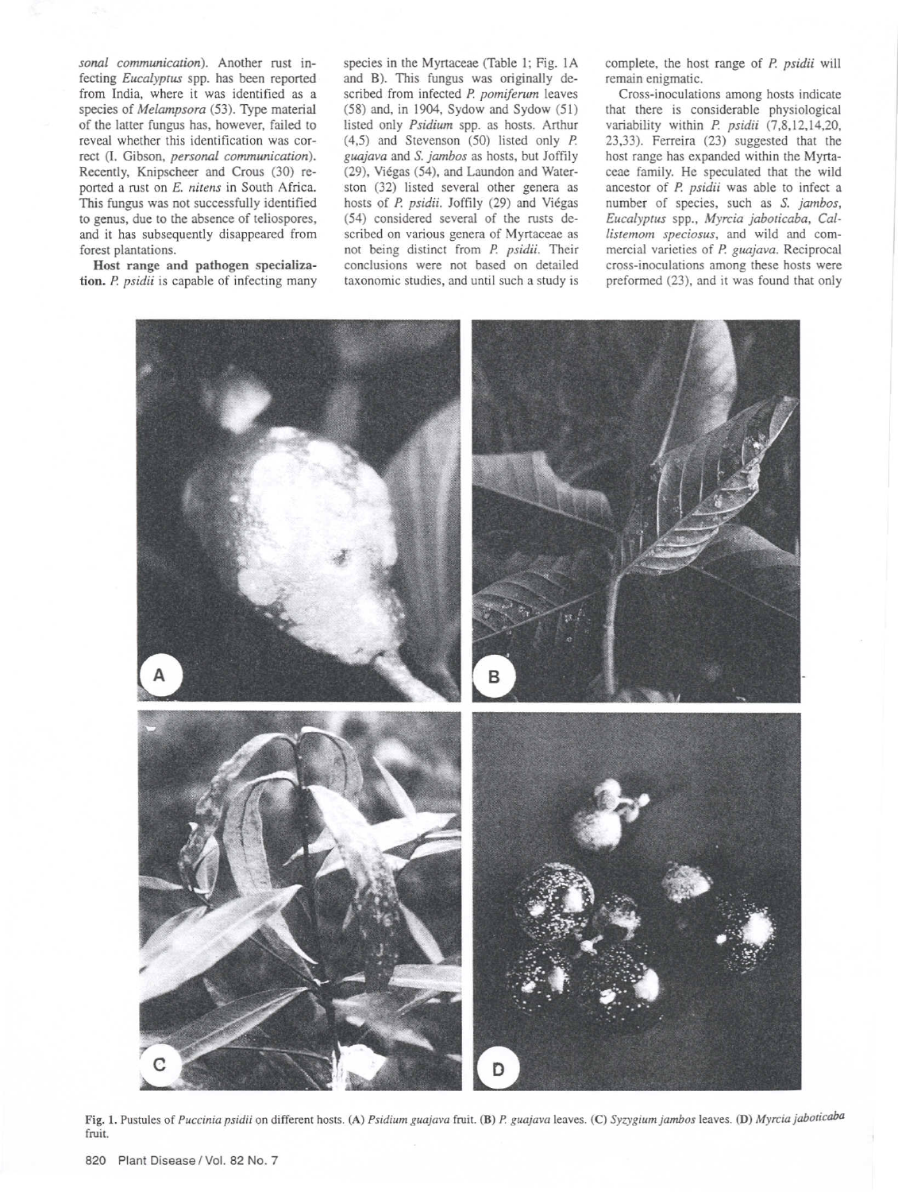*sonal communication*). Another rust infecting *Eucalyptus* spp. has been reported from India, where it was identified as a species of *Melampsora* (53). Type material of the latter fungus has, however, failed to reveal whether this identification was correct (I. Gibson, *personal communication*). Recently, Knipscheer and Crous (30) reported a rust on *E. nitens* in South Africa. This fungus was not successfully identified to genus, due to the absence of teliospores, and it has subsequently disappeared from forest plantations.

**Host range and pathogen specialization.** *P. psidii* is capable of infecting many species in the Myrtaceae (Table 1; Fig. 1A and B). This fungus was originally described from infected *P. pomiferum* leaves (58) and, in 1904, Sydow and Sydow (51) listed only *Psidium* spp. as hosts. Arthur (4,5) and Stevenson (50) listed only *P. guajava* and *S. jambos* as hosts, but Joffily (29), Viégas (54), and Laundon and Waterston (32) listed several other genera as hosts of *P. psidii*. Joffily (29) and Viégas (54) considered several of the rusts described on various genera of Myrtaceae as not being distinct from *P. psidii*. Their conclusions were not based on detailed taxonomic studies, and until such a study is complete, the host range of *P. psidii* will remain enigmatic.

Cross-inoculations among hosts indicate that there is considerable physiological variability within *P. psidii* (7,8,12,14,20, 23,33). Ferreira (23) suggested that the host range has expanded within the Myrtaceae family. He speculated that the wild ancestor of *P. psidii* was able to infect a number of species, such as *S. jambos*, *Eucalyptus* spp., *Myrcia jaboticaba*, *Callistemom speciosus*, and wild and commercial varieties of *P. guajava*. Reciprocal cross-inoculations among these hosts were preformed (23), and it was found that only

A

B

C

D

**Fig. 1.** Pustules of *Puccinia psidii* on different hosts. **(A)** *Psidium guajava* fruit. **(B)** *P. guajava* leaves. **(C)** *Syzygium jambos* leaves. **(D)** *Myrcia jaboticaba* fruit.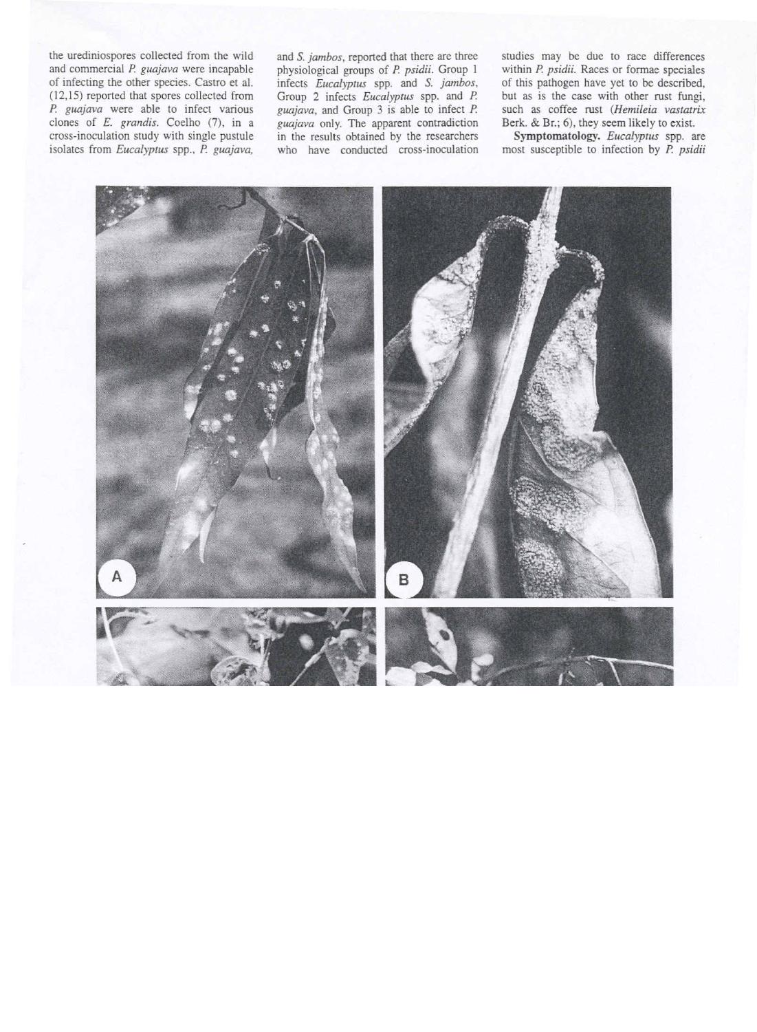the urediniospores collected from the wild and commercial *P. guajava* were incapable of infecting the other species. Castro et al. (12,15) reported that spores collected from *P. guajava* were able to infect various clones of *E. grandis*. Coelho (7), in a cross-inoculation study with single pustule isolates from *Eucalyptus* spp., *P. guajava*, and *S. jambos*, reported that there are three physiological groups of *P. psidii*. Group 1 infects *Eucalyptus* spp. and *S. jambos*, Group 2 infects *Eucalyptus* spp. and *P. guajava*, and Group 3 is able to infect *P. guajava* only. The apparent contradiction in the results obtained by the researchers who have conducted cross-inoculation studies may be due to race differences within *P. psidii*. Races or formae speciales of this pathogen have yet to be described, but as is the case with other rust fungi, such as coffee rust (*Hemileia vastatrix* Berk. & Br.; 6), they seem likely to exist.

**Symptomatology.** *Eucalyptus* spp. are most susceptible to infection by *P. psidii*

A

B